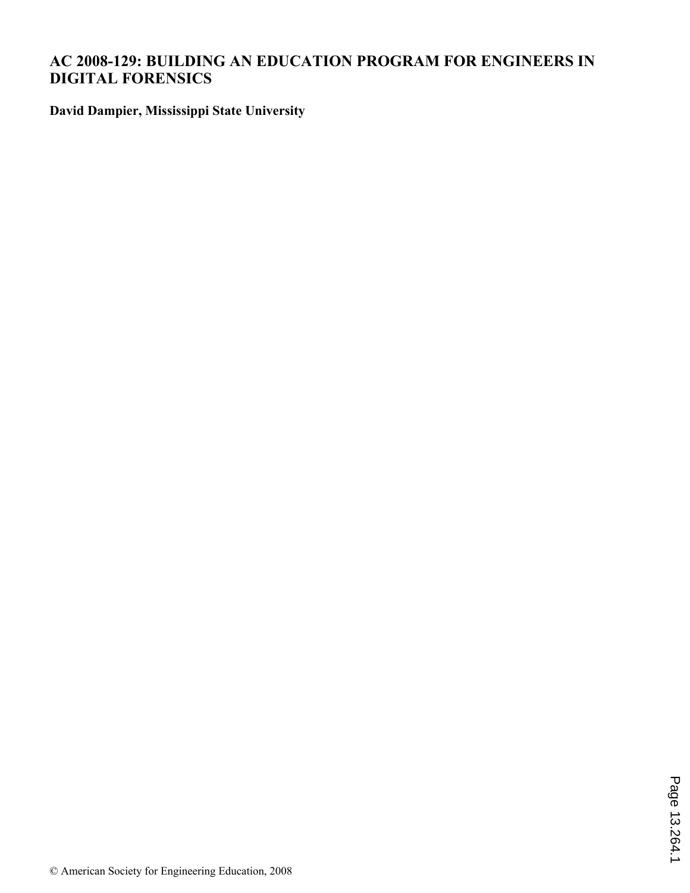# AC 2008-129: BUILDING AN EDUCATION PROGRAM FOR ENGINEERS IN DIGITAL FORENSICS

**David Dampier, Mississippi State University**

© American Society for Engineering Education, 2008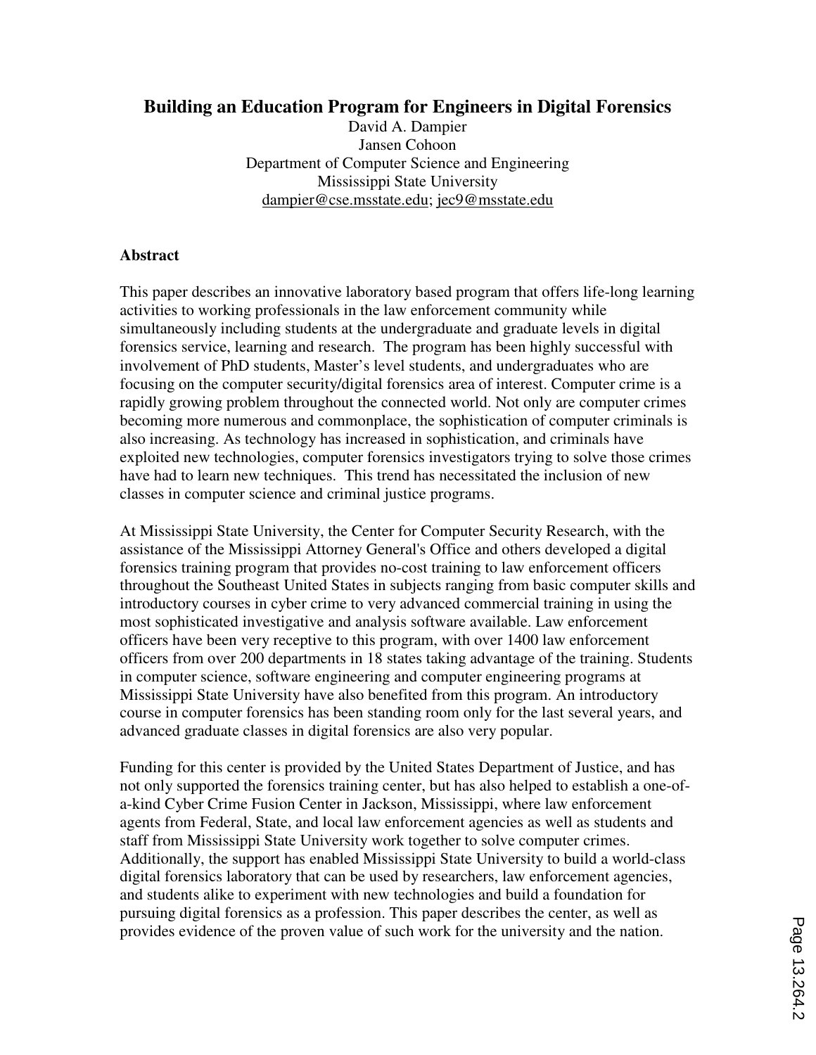# Building an Education Program for Engineers in Digital Forensics

David A. Dampier
Jansen Cohoon
Department of Computer Science and Engineering
Mississippi State University
dampier@cse.msstate.edu; jec9@msstate.edu

## Abstract

This paper describes an innovative laboratory based program that offers life-long learning activities to working professionals in the law enforcement community while simultaneously including students at the undergraduate and graduate levels in digital forensics service, learning and research. The program has been highly successful with involvement of PhD students, Master's level students, and undergraduates who are focusing on the computer security/digital forensics area of interest. Computer crime is a rapidly growing problem throughout the connected world. Not only are computer crimes becoming more numerous and commonplace, the sophistication of computer criminals is also increasing. As technology has increased in sophistication, and criminals have exploited new technologies, computer forensics investigators trying to solve those crimes have had to learn new techniques. This trend has necessitated the inclusion of new classes in computer science and criminal justice programs.

At Mississippi State University, the Center for Computer Security Research, with the assistance of the Mississippi Attorney General's Office and others developed a digital forensics training program that provides no-cost training to law enforcement officers throughout the Southeast United States in subjects ranging from basic computer skills and introductory courses in cyber crime to very advanced commercial training in using the most sophisticated investigative and analysis software available. Law enforcement officers have been very receptive to this program, with over 1400 law enforcement officers from over 200 departments in 18 states taking advantage of the training. Students in computer science, software engineering and computer engineering programs at Mississippi State University have also benefited from this program. An introductory course in computer forensics has been standing room only for the last several years, and advanced graduate classes in digital forensics are also very popular.

Funding for this center is provided by the United States Department of Justice, and has not only supported the forensics training center, but has also helped to establish a one-of-a-kind Cyber Crime Fusion Center in Jackson, Mississippi, where law enforcement agents from Federal, State, and local law enforcement agencies as well as students and staff from Mississippi State University work together to solve computer crimes. Additionally, the support has enabled Mississippi State University to build a world-class digital forensics laboratory that can be used by researchers, law enforcement agencies, and students alike to experiment with new technologies and build a foundation for pursuing digital forensics as a profession. This paper describes the center, as well as provides evidence of the proven value of such work for the university and the nation.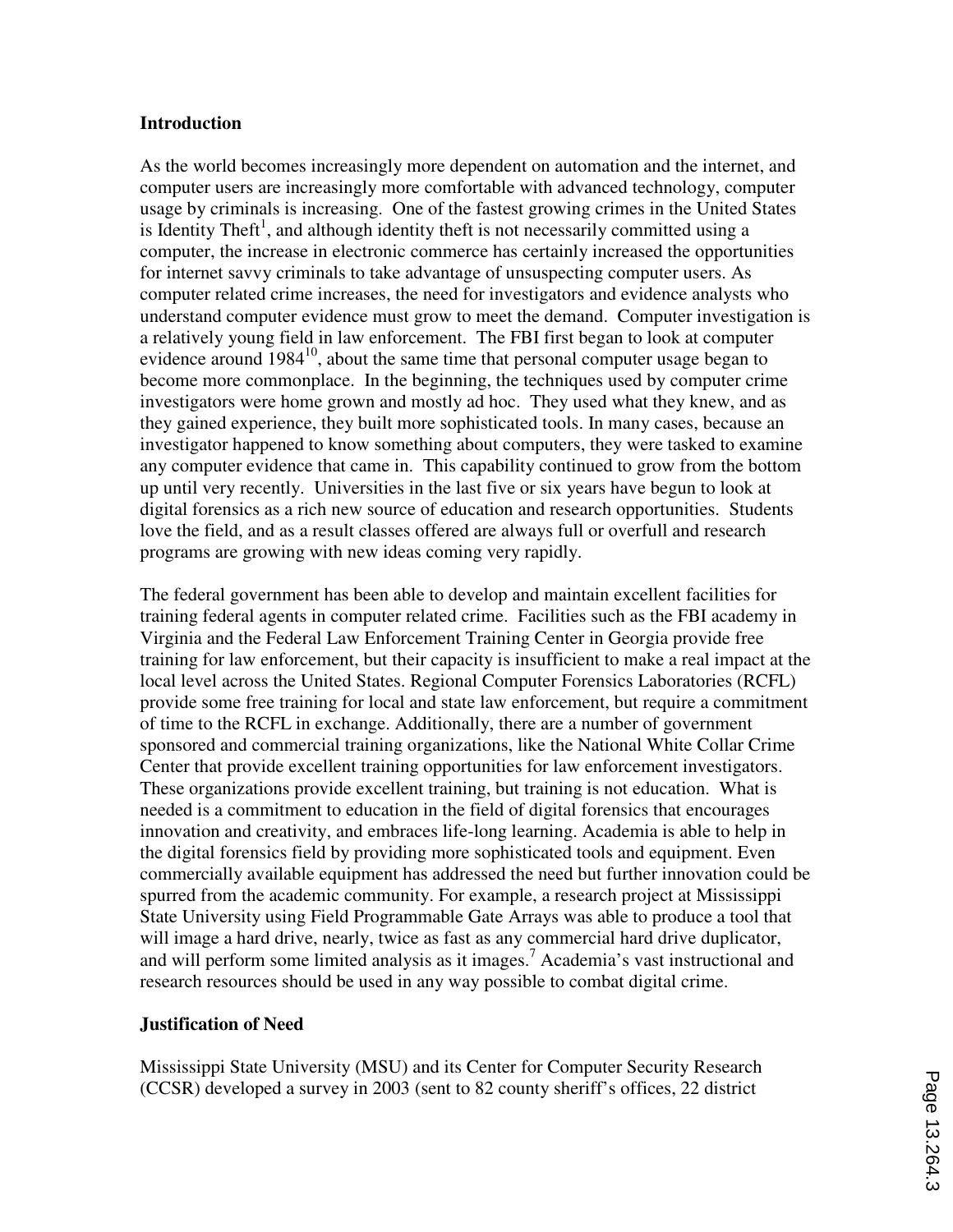## Introduction

As the world becomes increasingly more dependent on automation and the internet, and computer users are increasingly more comfortable with advanced technology, computer usage by criminals is increasing. One of the fastest growing crimes in the United States is Identity Theft[1], and although identity theft is not necessarily committed using a computer, the increase in electronic commerce has certainly increased the opportunities for internet savvy criminals to take advantage of unsuspecting computer users. As computer related crime increases, the need for investigators and evidence analysts who understand computer evidence must grow to meet the demand. Computer investigation is a relatively young field in law enforcement. The FBI first began to look at computer evidence around 1984[10], about the same time that personal computer usage began to become more commonplace. In the beginning, the techniques used by computer crime investigators were home grown and mostly ad hoc. They used what they knew, and as they gained experience, they built more sophisticated tools. In many cases, because an investigator happened to know something about computers, they were tasked to examine any computer evidence that came in. This capability continued to grow from the bottom up until very recently. Universities in the last five or six years have begun to look at digital forensics as a rich new source of education and research opportunities. Students love the field, and as a result classes offered are always full or overfull and research programs are growing with new ideas coming very rapidly.

The federal government has been able to develop and maintain excellent facilities for training federal agents in computer related crime. Facilities such as the FBI academy in Virginia and the Federal Law Enforcement Training Center in Georgia provide free training for law enforcement, but their capacity is insufficient to make a real impact at the local level across the United States. Regional Computer Forensics Laboratories (RCFL) provide some free training for local and state law enforcement, but require a commitment of time to the RCFL in exchange. Additionally, there are a number of government sponsored and commercial training organizations, like the National White Collar Crime Center that provide excellent training opportunities for law enforcement investigators. These organizations provide excellent training, but training is not education. What is needed is a commitment to education in the field of digital forensics that encourages innovation and creativity, and embraces life-long learning. Academia is able to help in the digital forensics field by providing more sophisticated tools and equipment. Even commercially available equipment has addressed the need but further innovation could be spurred from the academic community. For example, a research project at Mississippi State University using Field Programmable Gate Arrays was able to produce a tool that will image a hard drive, nearly, twice as fast as any commercial hard drive duplicator, and will perform some limited analysis as it images.[7] Academia's vast instructional and research resources should be used in any way possible to combat digital crime.

## Justification of Need

Mississippi State University (MSU) and its Center for Computer Security Research (CCSR) developed a survey in 2003 (sent to 82 county sheriff's offices, 22 district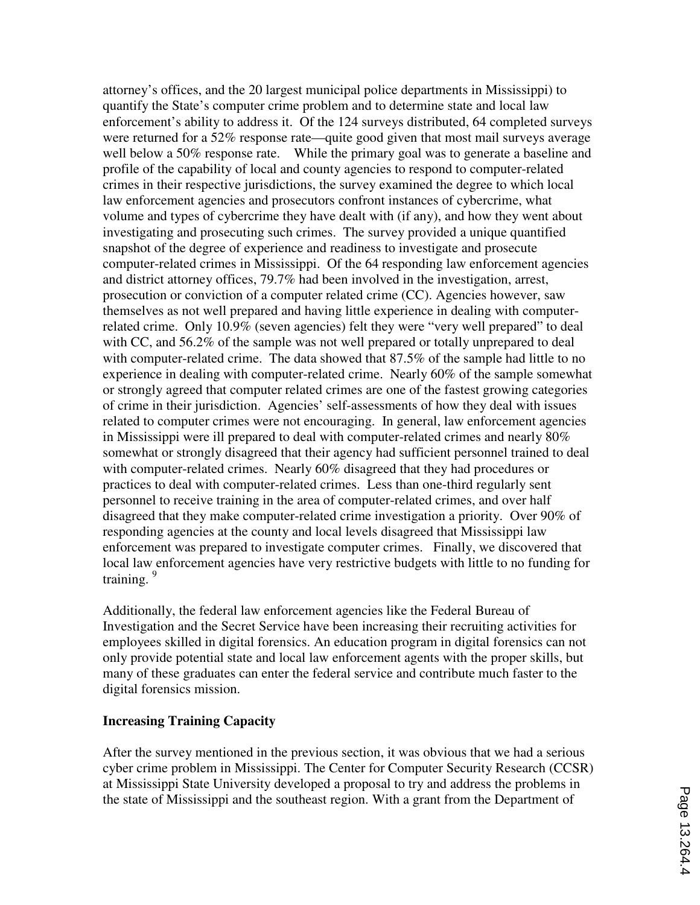attorney's offices, and the 20 largest municipal police departments in Mississippi) to quantify the State's computer crime problem and to determine state and local law enforcement's ability to address it. Of the 124 surveys distributed, 64 completed surveys were returned for a 52% response rate—quite good given that most mail surveys average well below a 50% response rate. While the primary goal was to generate a baseline and profile of the capability of local and county agencies to respond to computer-related crimes in their respective jurisdictions, the survey examined the degree to which local law enforcement agencies and prosecutors confront instances of cybercrime, what volume and types of cybercrime they have dealt with (if any), and how they went about investigating and prosecuting such crimes. The survey provided a unique quantified snapshot of the degree of experience and readiness to investigate and prosecute computer-related crimes in Mississippi. Of the 64 responding law enforcement agencies and district attorney offices, 79.7% had been involved in the investigation, arrest, prosecution or conviction of a computer related crime (CC). Agencies however, saw themselves as not well prepared and having little experience in dealing with computer-related crime. Only 10.9% (seven agencies) felt they were "very well prepared" to deal with CC, and 56.2% of the sample was not well prepared or totally unprepared to deal with computer-related crime. The data showed that 87.5% of the sample had little to no experience in dealing with computer-related crime. Nearly 60% of the sample somewhat or strongly agreed that computer related crimes are one of the fastest growing categories of crime in their jurisdiction. Agencies' self-assessments of how they deal with issues related to computer crimes were not encouraging. In general, law enforcement agencies in Mississippi were ill prepared to deal with computer-related crimes and nearly 80% somewhat or strongly disagreed that their agency had sufficient personnel trained to deal with computer-related crimes. Nearly 60% disagreed that they had procedures or practices to deal with computer-related crimes. Less than one-third regularly sent personnel to receive training in the area of computer-related crimes, and over half disagreed that they make computer-related crime investigation a priority. Over 90% of responding agencies at the county and local levels disagreed that Mississippi law enforcement was prepared to investigate computer crimes. Finally, we discovered that local law enforcement agencies have very restrictive budgets with little to no funding for training. [9]

Additionally, the federal law enforcement agencies like the Federal Bureau of Investigation and the Secret Service have been increasing their recruiting activities for employees skilled in digital forensics. An education program in digital forensics can not only provide potential state and local law enforcement agents with the proper skills, but many of these graduates can enter the federal service and contribute much faster to the digital forensics mission.

**Increasing Training Capacity**

After the survey mentioned in the previous section, it was obvious that we had a serious cyber crime problem in Mississippi. The Center for Computer Security Research (CCSR) at Mississippi State University developed a proposal to try and address the problems in the state of Mississippi and the southeast region. With a grant from the Department of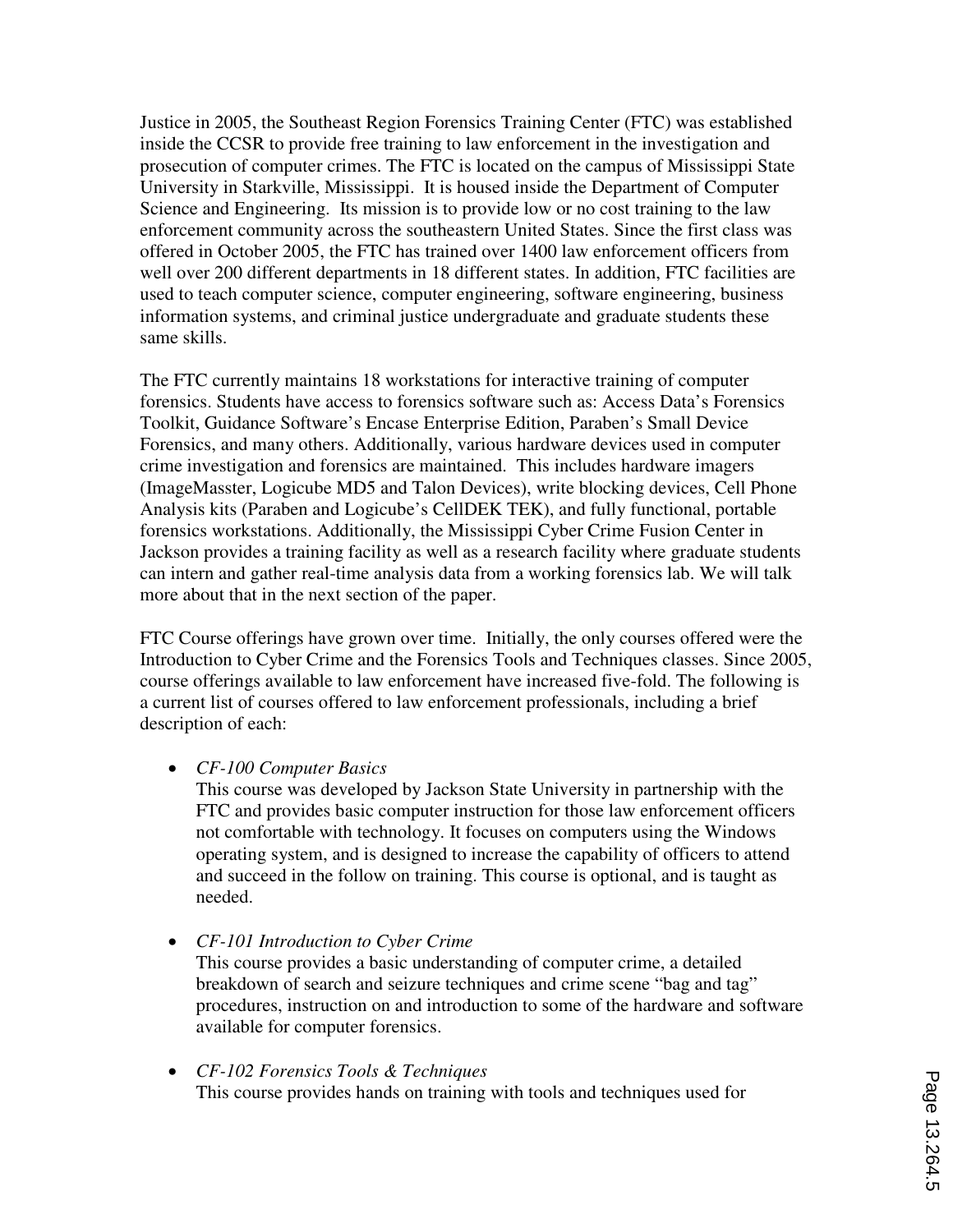Justice in 2005, the Southeast Region Forensics Training Center (FTC) was established inside the CCSR to provide free training to law enforcement in the investigation and prosecution of computer crimes. The FTC is located on the campus of Mississippi State University in Starkville, Mississippi. It is housed inside the Department of Computer Science and Engineering. Its mission is to provide low or no cost training to the law enforcement community across the southeastern United States. Since the first class was offered in October 2005, the FTC has trained over 1400 law enforcement officers from well over 200 different departments in 18 different states. In addition, FTC facilities are used to teach computer science, computer engineering, software engineering, business information systems, and criminal justice undergraduate and graduate students these same skills.

The FTC currently maintains 18 workstations for interactive training of computer forensics. Students have access to forensics software such as: Access Data's Forensics Toolkit, Guidance Software's Encase Enterprise Edition, Paraben's Small Device Forensics, and many others. Additionally, various hardware devices used in computer crime investigation and forensics are maintained. This includes hardware imagers (ImageMasster, Logicube MD5 and Talon Devices), write blocking devices, Cell Phone Analysis kits (Paraben and Logicube's CellDEK TEK), and fully functional, portable forensics workstations. Additionally, the Mississippi Cyber Crime Fusion Center in Jackson provides a training facility as well as a research facility where graduate students can intern and gather real-time analysis data from a working forensics lab. We will talk more about that in the next section of the paper.

FTC Course offerings have grown over time. Initially, the only courses offered were the Introduction to Cyber Crime and the Forensics Tools and Techniques classes. Since 2005, course offerings available to law enforcement have increased five-fold. The following is a current list of courses offered to law enforcement professionals, including a brief description of each:

- *CF-100 Computer Basics*
  This course was developed by Jackson State University in partnership with the FTC and provides basic computer instruction for those law enforcement officers not comfortable with technology. It focuses on computers using the Windows operating system, and is designed to increase the capability of officers to attend and succeed in the follow on training. This course is optional, and is taught as needed.

- *CF-101 Introduction to Cyber Crime*
  This course provides a basic understanding of computer crime, a detailed breakdown of search and seizure techniques and crime scene "bag and tag" procedures, instruction on and introduction to some of the hardware and software available for computer forensics.

- *CF-102 Forensics Tools & Techniques*
  This course provides hands on training with tools and techniques used for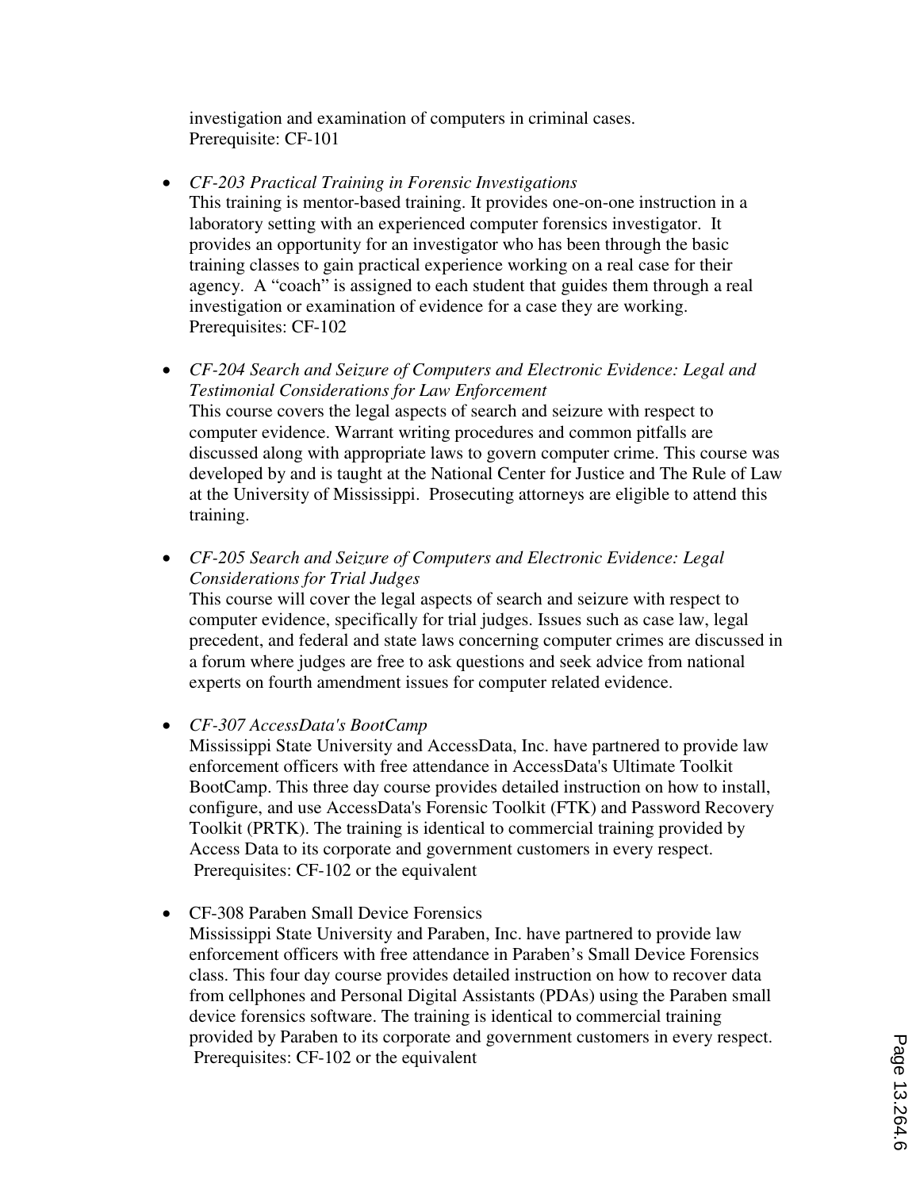investigation and examination of computers in criminal cases.
Prerequisite: CF-101

- *CF-203 Practical Training in Forensic Investigations*
  This training is mentor-based training. It provides one-on-one instruction in a laboratory setting with an experienced computer forensics investigator. It provides an opportunity for an investigator who has been through the basic training classes to gain practical experience working on a real case for their agency. A "coach" is assigned to each student that guides them through a real investigation or examination of evidence for a case they are working.
  Prerequisites: CF-102

- *CF-204 Search and Seizure of Computers and Electronic Evidence: Legal and Testimonial Considerations for Law Enforcement*
  This course covers the legal aspects of search and seizure with respect to computer evidence. Warrant writing procedures and common pitfalls are discussed along with appropriate laws to govern computer crime. This course was developed by and is taught at the National Center for Justice and The Rule of Law at the University of Mississippi. Prosecuting attorneys are eligible to attend this training.

- *CF-205 Search and Seizure of Computers and Electronic Evidence: Legal Considerations for Trial Judges*
  This course will cover the legal aspects of search and seizure with respect to computer evidence, specifically for trial judges. Issues such as case law, legal precedent, and federal and state laws concerning computer crimes are discussed in a forum where judges are free to ask questions and seek advice from national experts on fourth amendment issues for computer related evidence.

- *CF-307 AccessData's BootCamp*
  Mississippi State University and AccessData, Inc. have partnered to provide law enforcement officers with free attendance in AccessData's Ultimate Toolkit BootCamp. This three day course provides detailed instruction on how to install, configure, and use AccessData's Forensic Toolkit (FTK) and Password Recovery Toolkit (PRTK). The training is identical to commercial training provided by Access Data to its corporate and government customers in every respect.
  Prerequisites: CF-102 or the equivalent

- CF-308 Paraben Small Device Forensics
  Mississippi State University and Paraben, Inc. have partnered to provide law enforcement officers with free attendance in Paraben's Small Device Forensics class. This four day course provides detailed instruction on how to recover data from cellphones and Personal Digital Assistants (PDAs) using the Paraben small device forensics software. The training is identical to commercial training provided by Paraben to its corporate and government customers in every respect.
  Prerequisites: CF-102 or the equivalent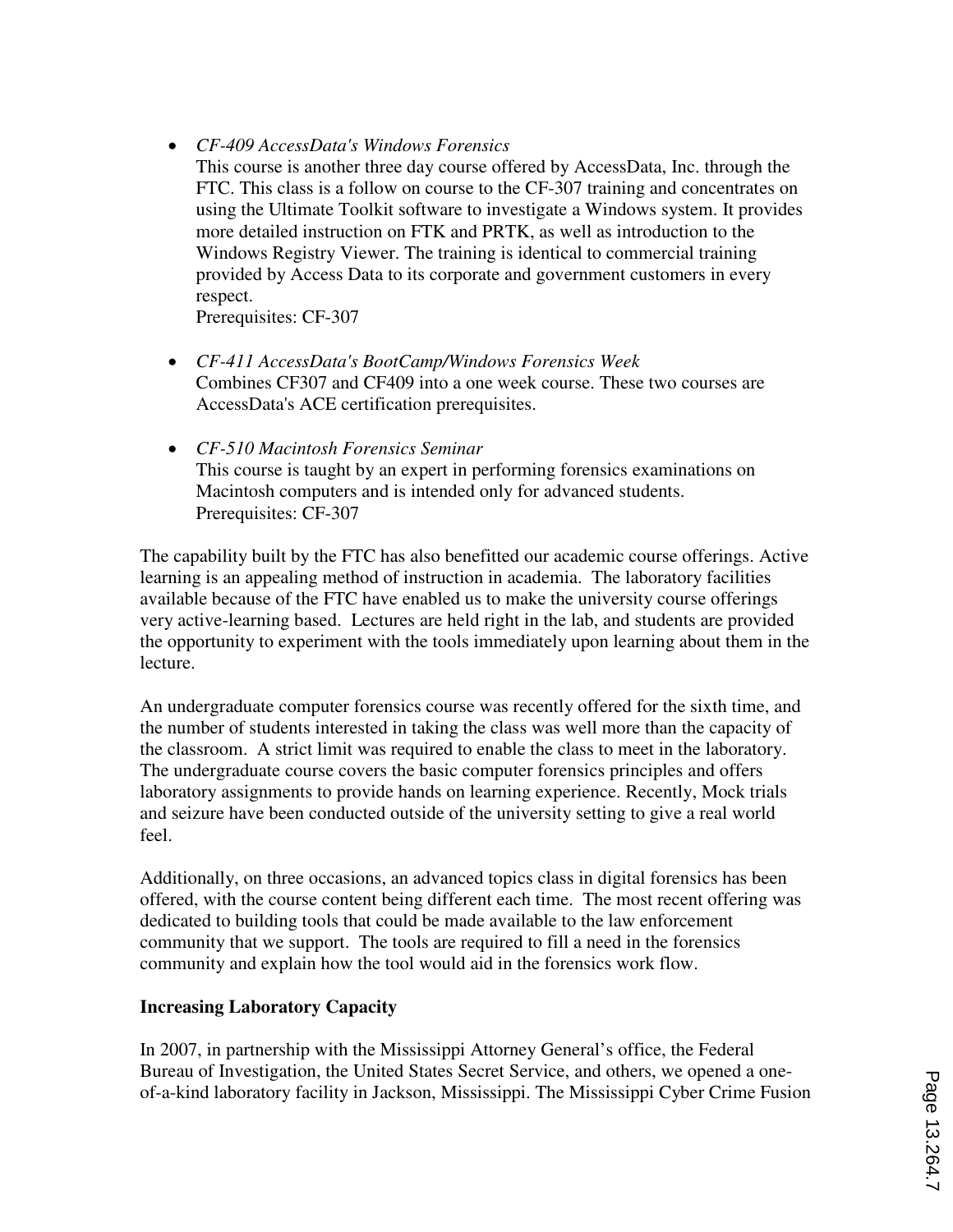- *CF-409 AccessData's Windows Forensics*
  This course is another three day course offered by AccessData, Inc. through the FTC. This class is a follow on course to the CF-307 training and concentrates on using the Ultimate Toolkit software to investigate a Windows system. It provides more detailed instruction on FTK and PRTK, as well as introduction to the Windows Registry Viewer. The training is identical to commercial training provided by Access Data to its corporate and government customers in every respect.
  Prerequisites: CF-307

- *CF-411 AccessData's BootCamp/Windows Forensics Week*
  Combines CF307 and CF409 into a one week course. These two courses are AccessData's ACE certification prerequisites.

- *CF-510 Macintosh Forensics Seminar*
  This course is taught by an expert in performing forensics examinations on Macintosh computers and is intended only for advanced students.
  Prerequisites: CF-307

The capability built by the FTC has also benefitted our academic course offerings. Active learning is an appealing method of instruction in academia. The laboratory facilities available because of the FTC have enabled us to make the university course offerings very active-learning based. Lectures are held right in the lab, and students are provided the opportunity to experiment with the tools immediately upon learning about them in the lecture.

An undergraduate computer forensics course was recently offered for the sixth time, and the number of students interested in taking the class was well more than the capacity of the classroom. A strict limit was required to enable the class to meet in the laboratory. The undergraduate course covers the basic computer forensics principles and offers laboratory assignments to provide hands on learning experience. Recently, Mock trials and seizure have been conducted outside of the university setting to give a real world feel.

Additionally, on three occasions, an advanced topics class in digital forensics has been offered, with the course content being different each time. The most recent offering was dedicated to building tools that could be made available to the law enforcement community that we support. The tools are required to fill a need in the forensics community and explain how the tool would aid in the forensics work flow.

**Increasing Laboratory Capacity**

In 2007, in partnership with the Mississippi Attorney General's office, the Federal Bureau of Investigation, the United States Secret Service, and others, we opened a one-of-a-kind laboratory facility in Jackson, Mississippi. The Mississippi Cyber Crime Fusion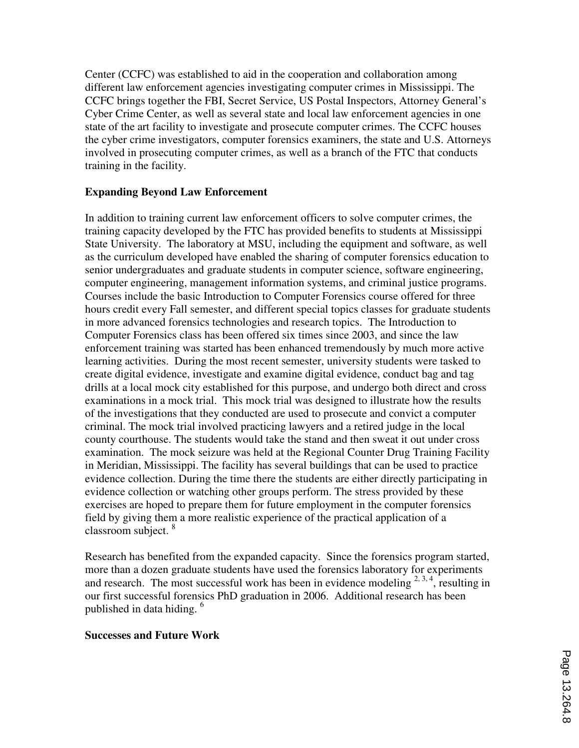Center (CCFC) was established to aid in the cooperation and collaboration among different law enforcement agencies investigating computer crimes in Mississippi. The CCFC brings together the FBI, Secret Service, US Postal Inspectors, Attorney General's Cyber Crime Center, as well as several state and local law enforcement agencies in one state of the art facility to investigate and prosecute computer crimes. The CCFC houses the cyber crime investigators, computer forensics examiners, the state and U.S. Attorneys involved in prosecuting computer crimes, as well as a branch of the FTC that conducts training in the facility.

**Expanding Beyond Law Enforcement**

In addition to training current law enforcement officers to solve computer crimes, the training capacity developed by the FTC has provided benefits to students at Mississippi State University. The laboratory at MSU, including the equipment and software, as well as the curriculum developed have enabled the sharing of computer forensics education to senior undergraduates and graduate students in computer science, software engineering, computer engineering, management information systems, and criminal justice programs. Courses include the basic Introduction to Computer Forensics course offered for three hours credit every Fall semester, and different special topics classes for graduate students in more advanced forensics technologies and research topics. The Introduction to Computer Forensics class has been offered six times since 2003, and since the law enforcement training was started has been enhanced tremendously by much more active learning activities. During the most recent semester, university students were tasked to create digital evidence, investigate and examine digital evidence, conduct bag and tag drills at a local mock city established for this purpose, and undergo both direct and cross examinations in a mock trial. This mock trial was designed to illustrate how the results of the investigations that they conducted are used to prosecute and convict a computer criminal. The mock trial involved practicing lawyers and a retired judge in the local county courthouse. The students would take the stand and then sweat it out under cross examination. The mock seizure was held at the Regional Counter Drug Training Facility in Meridian, Mississippi. The facility has several buildings that can be used to practice evidence collection. During the time there the students are either directly participating in evidence collection or watching other groups perform. The stress provided by these exercises are hoped to prepare them for future employment in the computer forensics field by giving them a more realistic experience of the practical application of a classroom subject. [8]

Research has benefited from the expanded capacity. Since the forensics program started, more than a dozen graduate students have used the forensics laboratory for experiments and research. The most successful work has been in evidence modeling [2, 3, 4], resulting in our first successful forensics PhD graduation in 2006. Additional research has been published in data hiding. [6]

**Successes and Future Work**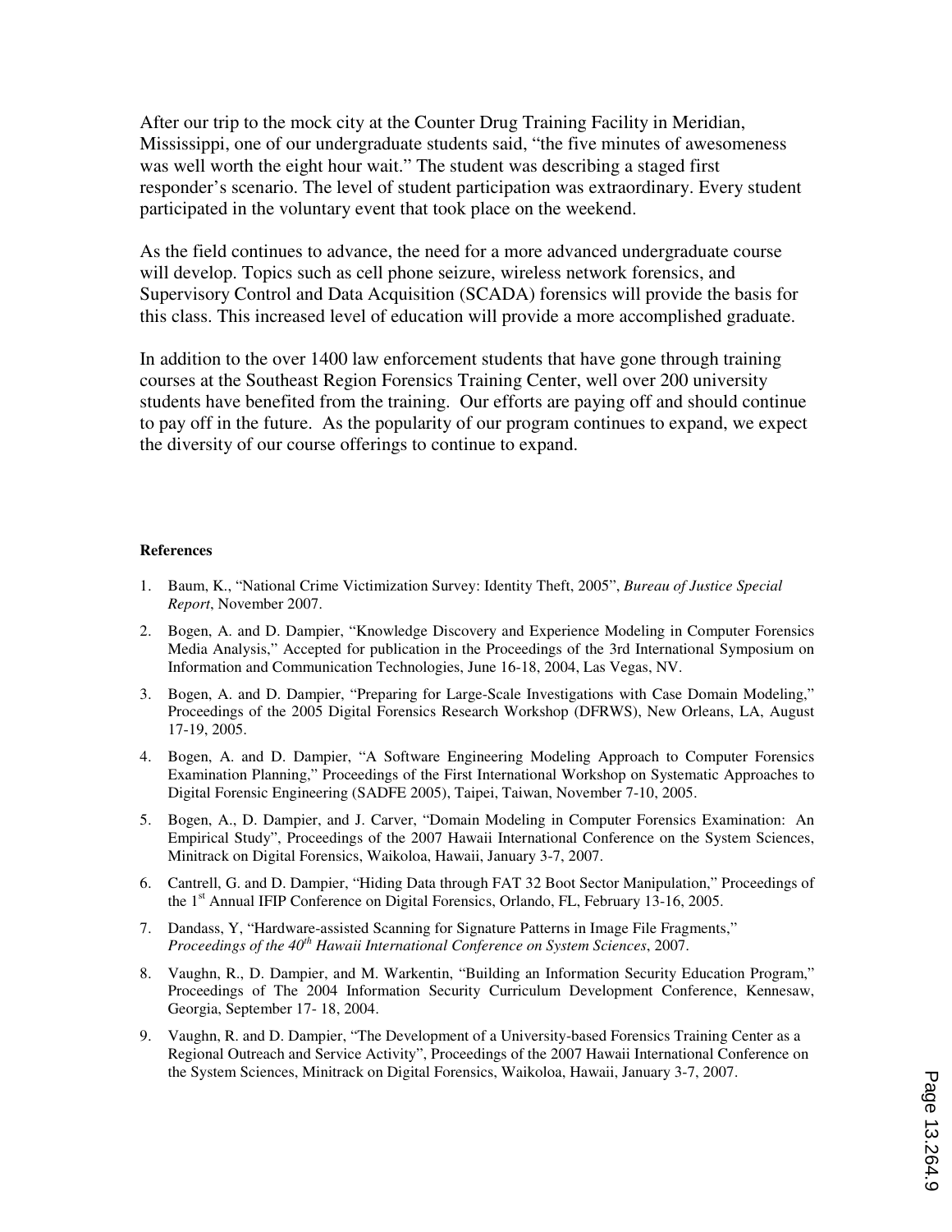After our trip to the mock city at the Counter Drug Training Facility in Meridian, Mississippi, one of our undergraduate students said, "the five minutes of awesomeness was well worth the eight hour wait." The student was describing a staged first responder's scenario. The level of student participation was extraordinary. Every student participated in the voluntary event that took place on the weekend.

As the field continues to advance, the need for a more advanced undergraduate course will develop. Topics such as cell phone seizure, wireless network forensics, and Supervisory Control and Data Acquisition (SCADA) forensics will provide the basis for this class. This increased level of education will provide a more accomplished graduate.

In addition to the over 1400 law enforcement students that have gone through training courses at the Southeast Region Forensics Training Center, well over 200 university students have benefited from the training. Our efforts are paying off and should continue to pay off in the future. As the popularity of our program continues to expand, we expect the diversity of our course offerings to continue to expand.

**References**

1. Baum, K., "National Crime Victimization Survey: Identity Theft, 2005", *Bureau of Justice Special Report*, November 2007.
2. Bogen, A. and D. Dampier, "Knowledge Discovery and Experience Modeling in Computer Forensics Media Analysis," Accepted for publication in the Proceedings of the 3rd International Symposium on Information and Communication Technologies, June 16-18, 2004, Las Vegas, NV.
3. Bogen, A. and D. Dampier, "Preparing for Large-Scale Investigations with Case Domain Modeling," Proceedings of the 2005 Digital Forensics Research Workshop (DFRWS), New Orleans, LA, August 17-19, 2005.
4. Bogen, A. and D. Dampier, "A Software Engineering Modeling Approach to Computer Forensics Examination Planning," Proceedings of the First International Workshop on Systematic Approaches to Digital Forensic Engineering (SADFE 2005), Taipei, Taiwan, November 7-10, 2005.
5. Bogen, A., D. Dampier, and J. Carver, "Domain Modeling in Computer Forensics Examination: An Empirical Study", Proceedings of the 2007 Hawaii International Conference on the System Sciences, Minitrack on Digital Forensics, Waikoloa, Hawaii, January 3-7, 2007.
6. Cantrell, G. and D. Dampier, "Hiding Data through FAT 32 Boot Sector Manipulation," Proceedings of the 1st Annual IFIP Conference on Digital Forensics, Orlando, FL, February 13-16, 2005.
7. Dandass, Y, "Hardware-assisted Scanning for Signature Patterns in Image File Fragments," *Proceedings of the 40th Hawaii International Conference on System Sciences*, 2007.
8. Vaughn, R., D. Dampier, and M. Warkentin, "Building an Information Security Education Program," Proceedings of The 2004 Information Security Curriculum Development Conference, Kennesaw, Georgia, September 17- 18, 2004.
9. Vaughn, R. and D. Dampier, "The Development of a University-based Forensics Training Center as a Regional Outreach and Service Activity", Proceedings of the 2007 Hawaii International Conference on the System Sciences, Minitrack on Digital Forensics, Waikoloa, Hawaii, January 3-7, 2007.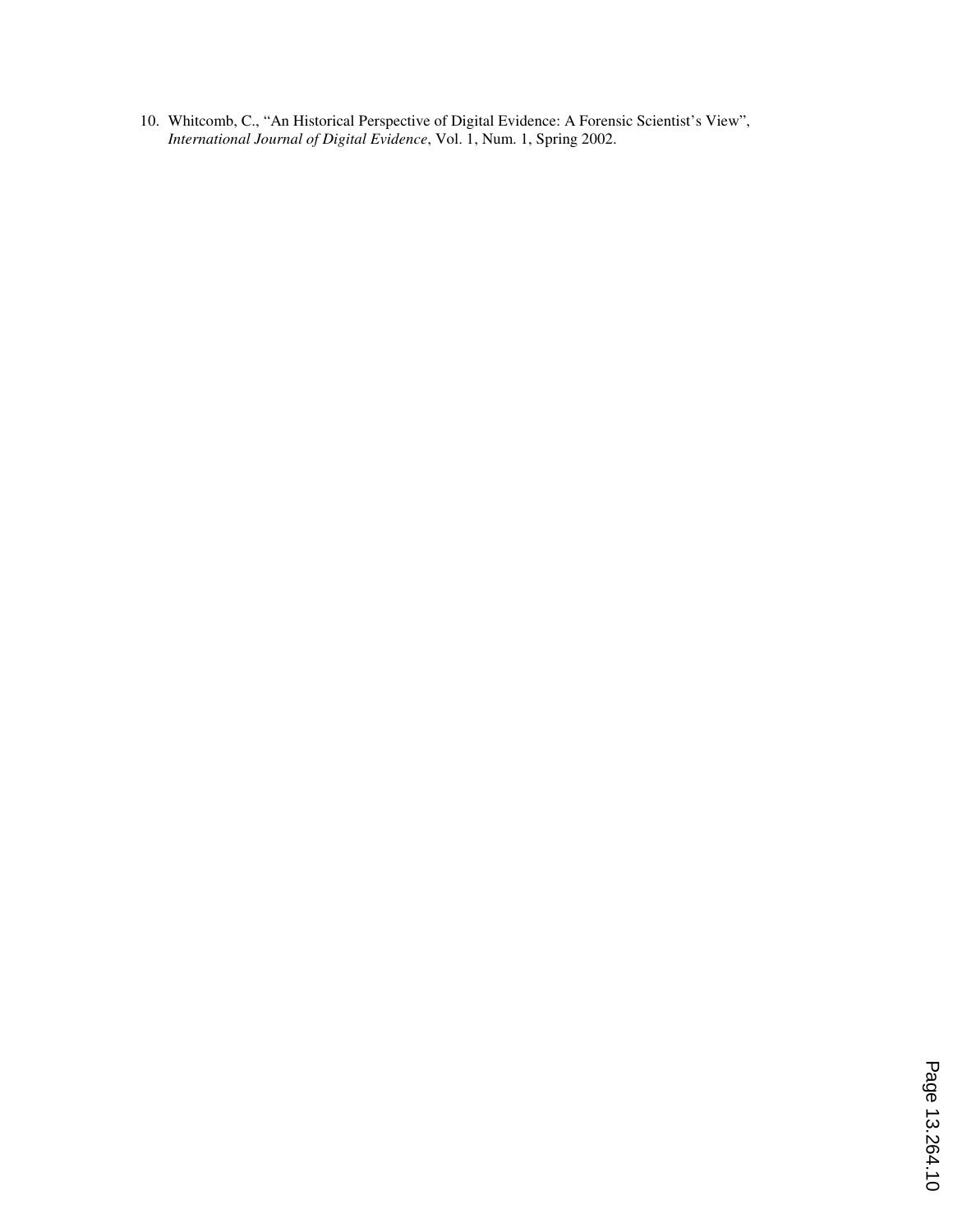10. Whitcomb, C., "An Historical Perspective of Digital Evidence: A Forensic Scientist's View", *International Journal of Digital Evidence*, Vol. 1, Num. 1, Spring 2002.